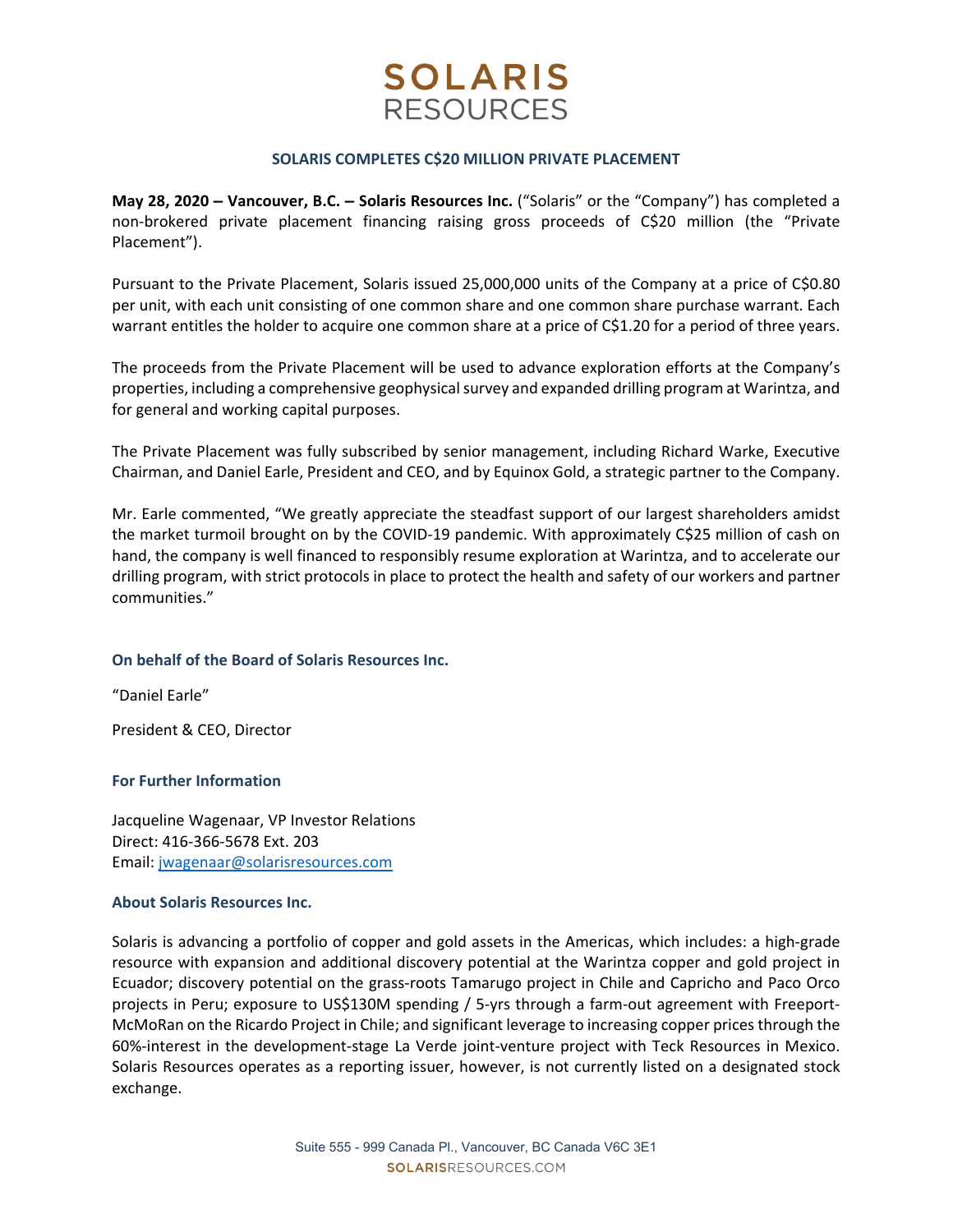# SOLARIS RESOURCES

## SOLARIS COMPLETES C$20 MILLION PRIVATE PLACEMENT

**May 28, 2020 – Vancouver, B.C. – Solaris Resources Inc.** ("Solaris" or the "Company") has completed a non-brokered private placement financing raising gross proceeds of C$20 million (the "Private Placement").

Pursuant to the Private Placement, Solaris issued 25,000,000 units of the Company at a price of C$0.80 per unit, with each unit consisting of one common share and one common share purchase warrant. Each warrant entitles the holder to acquire one common share at a price of C$1.20 for a period of three years.

The proceeds from the Private Placement will be used to advance exploration efforts at the Company's properties, including a comprehensive geophysical survey and expanded drilling program at Warintza, and for general and working capital purposes.

The Private Placement was fully subscribed by senior management, including Richard Warke, Executive Chairman, and Daniel Earle, President and CEO, and by Equinox Gold, a strategic partner to the Company.

Mr. Earle commented, "We greatly appreciate the steadfast support of our largest shareholders amidst the market turmoil brought on by the COVID-19 pandemic. With approximately C$25 million of cash on hand, the company is well financed to responsibly resume exploration at Warintza, and to accelerate our drilling program, with strict protocols in place to protect the health and safety of our workers and partner communities."

### On behalf of the Board of Solaris Resources Inc.

"Daniel Earle"

President & CEO, Director

### For Further Information

Jacqueline Wagenaar, VP Investor Relations
Direct: 416-366-5678 Ext. 203
Email: jwagenaar@solarisresources.com

### About Solaris Resources Inc.

Solaris is advancing a portfolio of copper and gold assets in the Americas, which includes: a high-grade resource with expansion and additional discovery potential at the Warintza copper and gold project in Ecuador; discovery potential on the grass-roots Tamarugo project in Chile and Capricho and Paco Orco projects in Peru; exposure to US$130M spending / 5-yrs through a farm-out agreement with Freeport-McMoRan on the Ricardo Project in Chile; and significant leverage to increasing copper prices through the 60%-interest in the development-stage La Verde joint-venture project with Teck Resources in Mexico. Solaris Resources operates as a reporting issuer, however, is not currently listed on a designated stock exchange.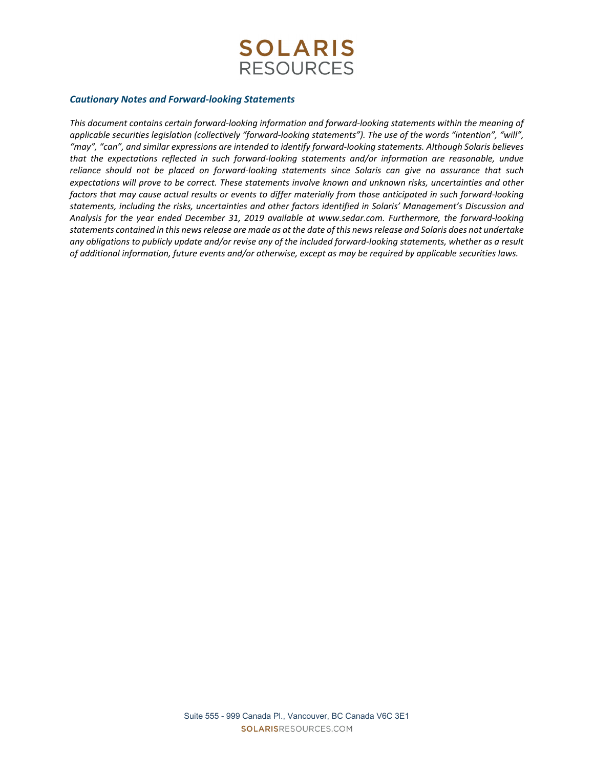***Cautionary Notes and Forward-looking Statements***

*This document contains certain forward-looking information and forward-looking statements within the meaning of applicable securities legislation (collectively "forward-looking statements"). The use of the words "intention", "will", "may", "can", and similar expressions are intended to identify forward-looking statements. Although Solaris believes that the expectations reflected in such forward-looking statements and/or information are reasonable, undue reliance should not be placed on forward-looking statements since Solaris can give no assurance that such expectations will prove to be correct. These statements involve known and unknown risks, uncertainties and other factors that may cause actual results or events to differ materially from those anticipated in such forward-looking statements, including the risks, uncertainties and other factors identified in Solaris' Management's Discussion and Analysis for the year ended December 31, 2019 available at www.sedar.com. Furthermore, the forward-looking statements contained in this news release are made as at the date of this news release and Solaris does not undertake any obligations to publicly update and/or revise any of the included forward-looking statements, whether as a result of additional information, future events and/or otherwise, except as may be required by applicable securities laws.*